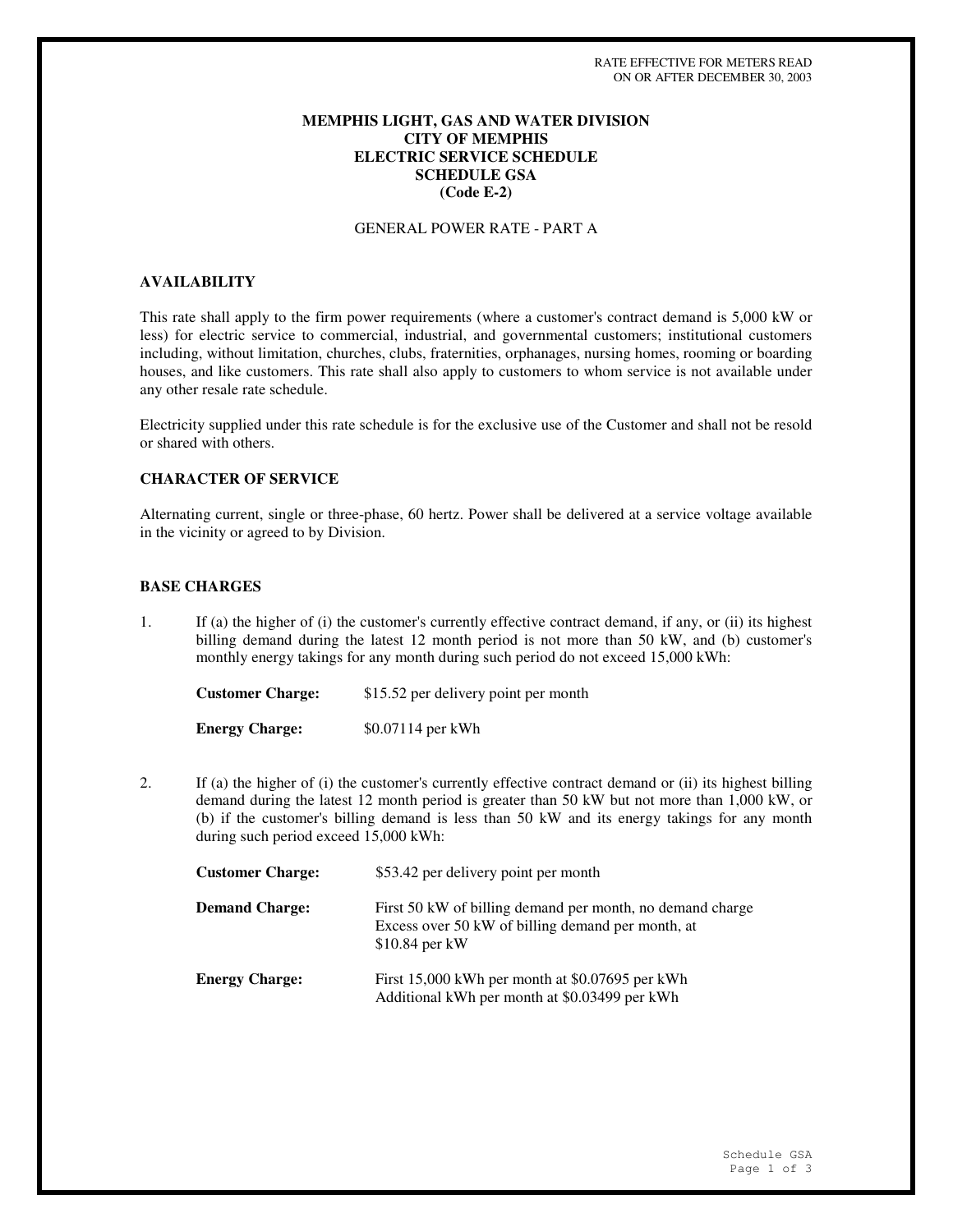RATE EFFECTIVE FOR METERS READ
ON OR AFTER DECEMBER 30, 2003

**MEMPHIS LIGHT, GAS AND WATER DIVISION**
**CITY OF MEMPHIS**
**ELECTRIC SERVICE SCHEDULE**
**SCHEDULE GSA**
**(Code E-2)**

GENERAL POWER RATE - PART A

## AVAILABILITY

This rate shall apply to the firm power requirements (where a customer's contract demand is 5,000 kW or less) for electric service to commercial, industrial, and governmental customers; institutional customers including, without limitation, churches, clubs, fraternities, orphanages, nursing homes, rooming or boarding houses, and like customers. This rate shall also apply to customers to whom service is not available under any other resale rate schedule.

Electricity supplied under this rate schedule is for the exclusive use of the Customer and shall not be resold or shared with others.

## CHARACTER OF SERVICE

Alternating current, single or three-phase, 60 hertz. Power shall be delivered at a service voltage available in the vicinity or agreed to by Division.

## BASE CHARGES

1. If (a) the higher of (i) the customer's currently effective contract demand, if any, or (ii) its highest billing demand during the latest 12 month period is not more than 50 kW, and (b) customer's monthly energy takings for any month during such period do not exceed 15,000 kWh:

   **Customer Charge:** $15.52 per delivery point per month

   **Energy Charge:** $0.07114 per kWh

2. If (a) the higher of (i) the customer's currently effective contract demand or (ii) its highest billing demand during the latest 12 month period is greater than 50 kW but not more than 1,000 kW, or (b) if the customer's billing demand is less than 50 kW and its energy takings for any month during such period exceed 15,000 kWh:

   **Customer Charge:** $53.42 per delivery point per month

   **Demand Charge:** First 50 kW of billing demand per month, no demand charge
   Excess over 50 kW of billing demand per month, at $10.84 per kW

   **Energy Charge:** First 15,000 kWh per month at $0.07695 per kWh
   Additional kWh per month at $0.03499 per kWh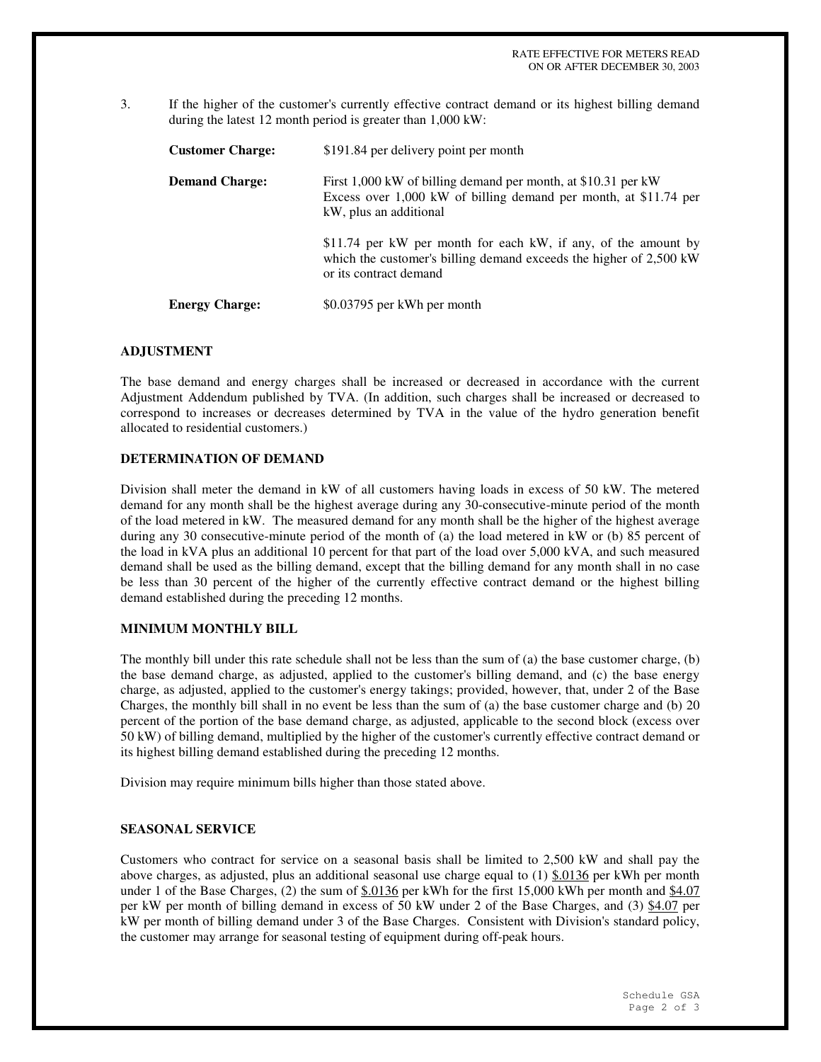3. If the higher of the customer's currently effective contract demand or its highest billing demand during the latest 12 month period is greater than 1,000 kW:

| | |
|---|---|
| **Customer Charge:** | $191.84 per delivery point per month |
| **Demand Charge:** | First 1,000 kW of billing demand per month, at $10.31 per kW<br>Excess over 1,000 kW of billing demand per month, at $11.74 per kW, plus an additional<br><br>$11.74 per kW per month for each kW, if any, of the amount by which the customer's billing demand exceeds the higher of 2,500 kW or its contract demand |
| **Energy Charge:** | $0.03795 per kWh per month |

### ADJUSTMENT

The base demand and energy charges shall be increased or decreased in accordance with the current Adjustment Addendum published by TVA. (In addition, such charges shall be increased or decreased to correspond to increases or decreases determined by TVA in the value of the hydro generation benefit allocated to residential customers.)

### DETERMINATION OF DEMAND

Division shall meter the demand in kW of all customers having loads in excess of 50 kW. The metered demand for any month shall be the highest average during any 30-consecutive-minute period of the month of the load metered in kW. The measured demand for any month shall be the higher of the highest average during any 30 consecutive-minute period of the month of (a) the load metered in kW or (b) 85 percent of the load in kVA plus an additional 10 percent for that part of the load over 5,000 kVA, and such measured demand shall be used as the billing demand, except that the billing demand for any month shall in no case be less than 30 percent of the higher of the currently effective contract demand or the highest billing demand established during the preceding 12 months.

### MINIMUM MONTHLY BILL

The monthly bill under this rate schedule shall not be less than the sum of (a) the base customer charge, (b) the base demand charge, as adjusted, applied to the customer's billing demand, and (c) the base energy charge, as adjusted, applied to the customer's energy takings; provided, however, that, under 2 of the Base Charges, the monthly bill shall in no event be less than the sum of (a) the base customer charge and (b) 20 percent of the portion of the base demand charge, as adjusted, applicable to the second block (excess over 50 kW) of billing demand, multiplied by the higher of the customer's currently effective contract demand or its highest billing demand established during the preceding 12 months.

Division may require minimum bills higher than those stated above.

### SEASONAL SERVICE

Customers who contract for service on a seasonal basis shall be limited to 2,500 kW and shall pay the above charges, as adjusted, plus an additional seasonal use charge equal to (1) $.0136 per kWh per month under 1 of the Base Charges, (2) the sum of $.0136 per kWh for the first 15,000 kWh per month and $4.07 per kW per month of billing demand in excess of 50 kW under 2 of the Base Charges, and (3) $4.07 per kW per month of billing demand under 3 of the Base Charges. Consistent with Division's standard policy, the customer may arrange for seasonal testing of equipment during off-peak hours.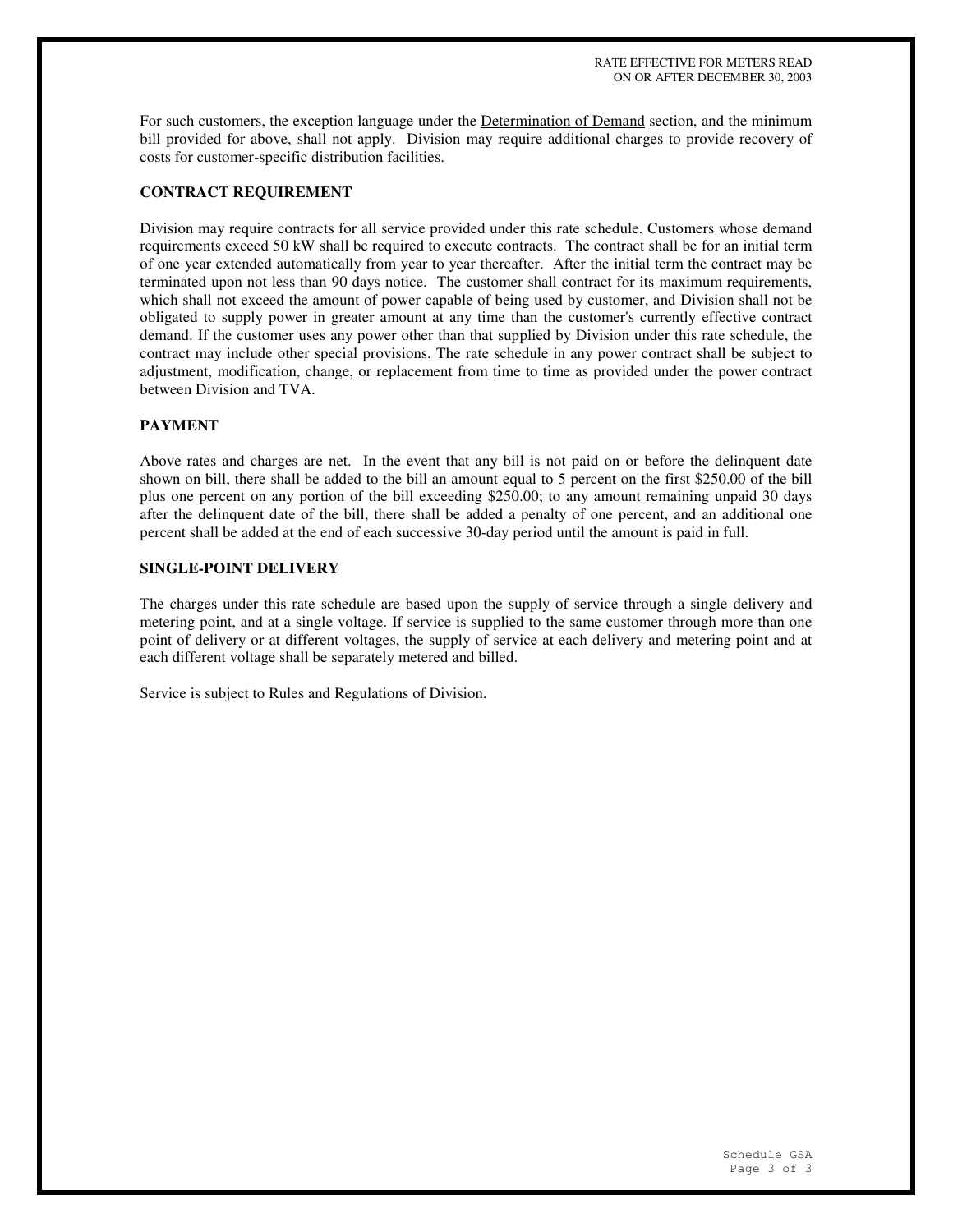For such customers, the exception language under the Determination of Demand section, and the minimum bill provided for above, shall not apply. Division may require additional charges to provide recovery of costs for customer-specific distribution facilities.

**CONTRACT REQUIREMENT**

Division may require contracts for all service provided under this rate schedule. Customers whose demand requirements exceed 50 kW shall be required to execute contracts. The contract shall be for an initial term of one year extended automatically from year to year thereafter. After the initial term the contract may be terminated upon not less than 90 days notice. The customer shall contract for its maximum requirements, which shall not exceed the amount of power capable of being used by customer, and Division shall not be obligated to supply power in greater amount at any time than the customer's currently effective contract demand. If the customer uses any power other than that supplied by Division under this rate schedule, the contract may include other special provisions. The rate schedule in any power contract shall be subject to adjustment, modification, change, or replacement from time to time as provided under the power contract between Division and TVA.

**PAYMENT**

Above rates and charges are net. In the event that any bill is not paid on or before the delinquent date shown on bill, there shall be added to the bill an amount equal to 5 percent on the first $250.00 of the bill plus one percent on any portion of the bill exceeding $250.00; to any amount remaining unpaid 30 days after the delinquent date of the bill, there shall be added a penalty of one percent, and an additional one percent shall be added at the end of each successive 30-day period until the amount is paid in full.

**SINGLE-POINT DELIVERY**

The charges under this rate schedule are based upon the supply of service through a single delivery and metering point, and at a single voltage. If service is supplied to the same customer through more than one point of delivery or at different voltages, the supply of service at each delivery and metering point and at each different voltage shall be separately metered and billed.

Service is subject to Rules and Regulations of Division.